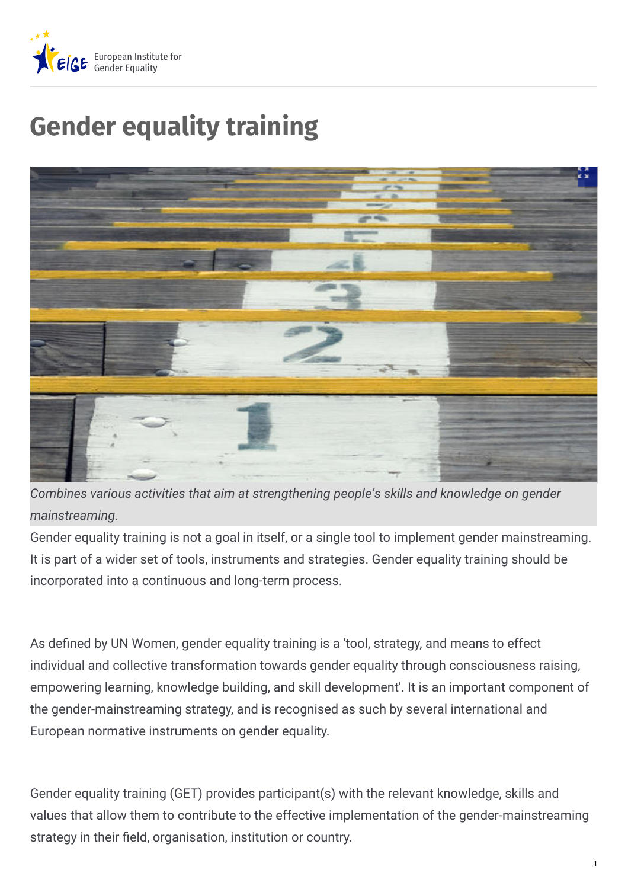# Gender equality training

*Combines various activities that aim at strengthening people's skills and knowledge on gender mainstreaming.*

Gender equality training is not a goal in itself, or a single tool to implement gender mainstreaming. It is part of a wider set of tools, instruments and strategies. Gender equality training should be incorporated into a continuous and long-term process.

As defined by UN Women, gender equality training is a 'tool, strategy, and means to effect individual and collective transformation towards gender equality through consciousness raising, empowering learning, knowledge building, and skill development'. It is an important component of the gender-mainstreaming strategy, and is recognised as such by several international and European normative instruments on gender equality.

Gender equality training (GET) provides participant(s) with the relevant knowledge, skills and values that allow them to contribute to the effective implementation of the gender-mainstreaming strategy in their field, organisation, institution or country.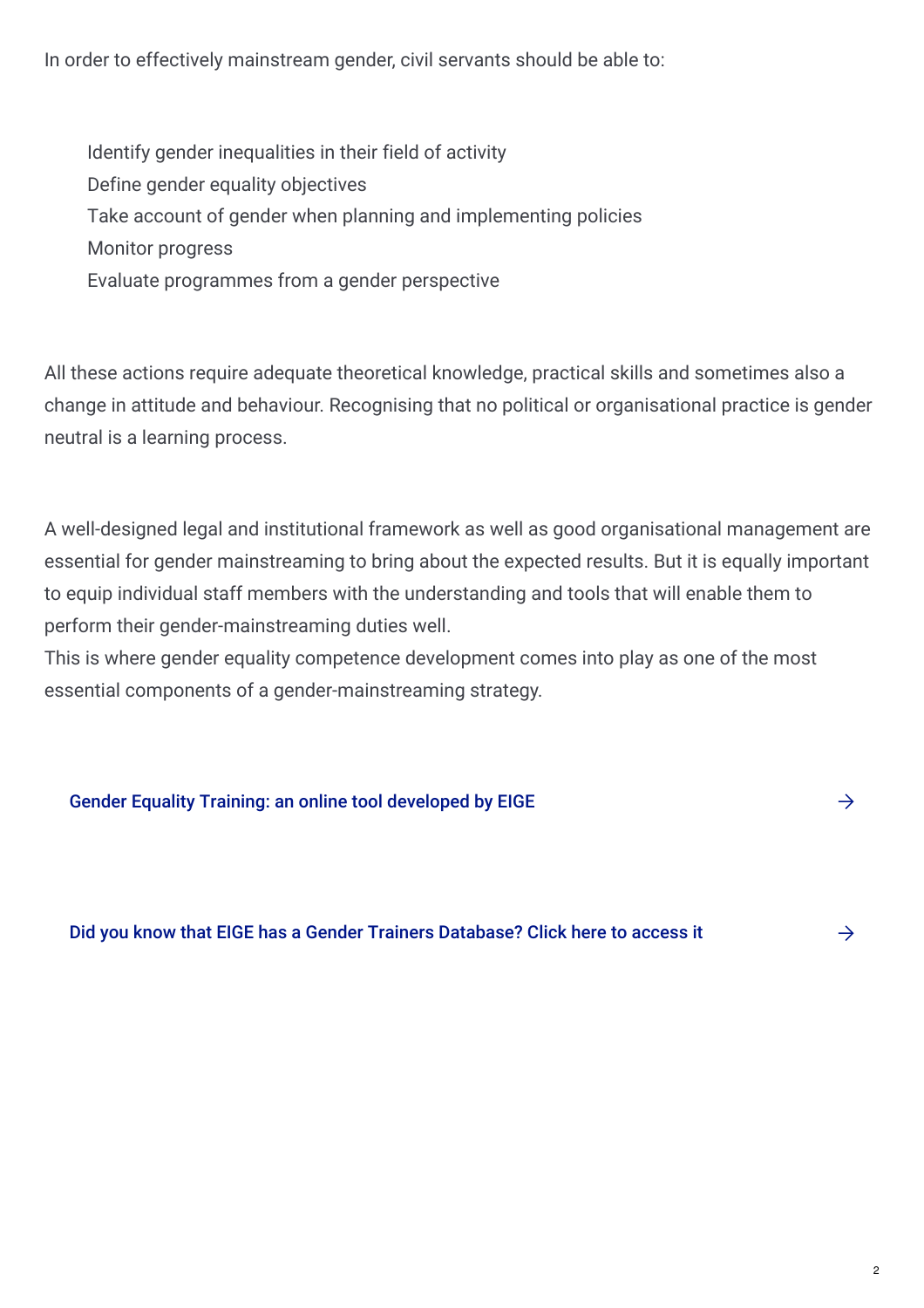In order to effectively mainstream gender, civil servants should be able to:

- Identify gender inequalities in their field of activity
- Define gender equality objectives
- Take account of gender when planning and implementing policies
- Monitor progress
- Evaluate programmes from a gender perspective

All these actions require adequate theoretical knowledge, practical skills and sometimes also a change in attitude and behaviour. Recognising that no political or organisational practice is gender neutral is a learning process.

A well-designed legal and institutional framework as well as good organisational management are essential for gender mainstreaming to bring about the expected results. But it is equally important to equip individual staff members with the understanding and tools that will enable them to perform their gender-mainstreaming duties well.
This is where gender equality competence development comes into play as one of the most essential components of a gender-mainstreaming strategy.

Gender Equality Training: an online tool developed by EIGE →

Did you know that EIGE has a Gender Trainers Database? Click here to access it →